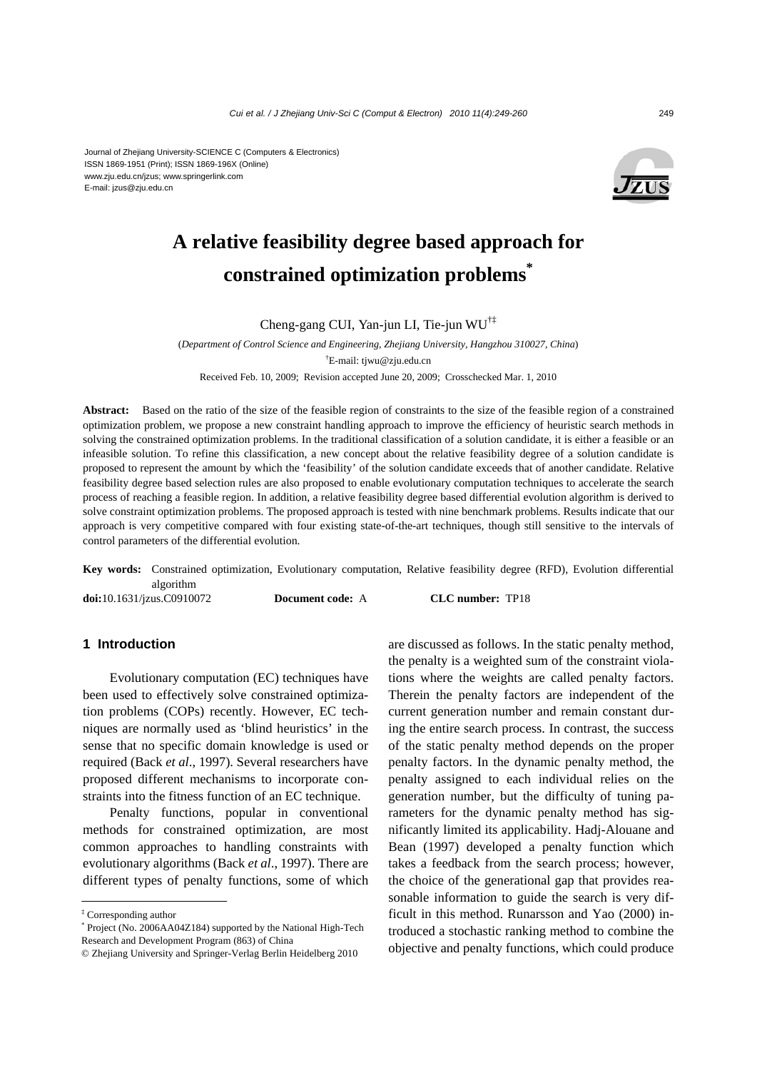Journal of Zhejiang University-SCIENCE C (Computers & Electronics)
ISSN 1869-1951 (Print); ISSN 1869-196X (Online)
www.zju.edu.cn/jzus; www.springerlink.com
E-mail: jzus@zju.edu.cn

# A relative feasibility degree based approach for constrained optimization problems*

Cheng-gang CUI, Yan-jun LI, Tie-jun WU[†‡]

(*Department of Control Science and Engineering, Zhejiang University, Hangzhou 310027, China*)

[†]E-mail: tjwu@zju.edu.cn

Received Feb. 10, 2009; Revision accepted June 20, 2009; Crosschecked Mar. 1, 2010

**Abstract:** Based on the ratio of the size of the feasible region of constraints to the size of the feasible region of a constrained optimization problem, we propose a new constraint handling approach to improve the efficiency of heuristic search methods in solving the constrained optimization problems. In the traditional classification of a solution candidate, it is either a feasible or an infeasible solution. To refine this classification, a new concept about the relative feasibility degree of a solution candidate is proposed to represent the amount by which the 'feasibility' of the solution candidate exceeds that of another candidate. Relative feasibility degree based selection rules are also proposed to enable evolutionary computation techniques to accelerate the search process of reaching a feasible region. In addition, a relative feasibility degree based differential evolution algorithm is derived to solve constraint optimization problems. The proposed approach is tested with nine benchmark problems. Results indicate that our approach is very competitive compared with four existing state-of-the-art techniques, though still sensitive to the intervals of control parameters of the differential evolution.

**Key words:** Constrained optimization, Evolutionary computation, Relative feasibility degree (RFD), Evolution differential algorithm

**doi:**10.1631/jzus.C0910072 **Document code:** A **CLC number:** TP18

## 1 Introduction

Evolutionary computation (EC) techniques have been used to effectively solve constrained optimization problems (COPs) recently. However, EC techniques are normally used as 'blind heuristics' in the sense that no specific domain knowledge is used or required (Back *et al*., 1997). Several researchers have proposed different mechanisms to incorporate constraints into the fitness function of an EC technique.

Penalty functions, popular in conventional methods for constrained optimization, are most common approaches to handling constraints with evolutionary algorithms (Back *et al*., 1997). There are different types of penalty functions, some of which are discussed as follows. In the static penalty method, the penalty is a weighted sum of the constraint violations where the weights are called penalty factors. Therein the penalty factors are independent of the current generation number and remain constant during the entire search process. In contrast, the success of the static penalty method depends on the proper penalty factors. In the dynamic penalty method, the penalty assigned to each individual relies on the generation number, but the difficulty of tuning parameters for the dynamic penalty method has significantly limited its applicability. Hadj-Alouane and Bean (1997) developed a penalty function which takes a feedback from the search process; however, the choice of the generational gap that provides reasonable information to guide the search is very difficult in this method. Runarsson and Yao (2000) introduced a stochastic ranking method to combine the objective and penalty functions, which could produce

---

[‡] Corresponding author

[*] Project (No. 2006AA04Z184) supported by the National High-Tech Research and Development Program (863) of China

© Zhejiang University and Springer-Verlag Berlin Heidelberg 2010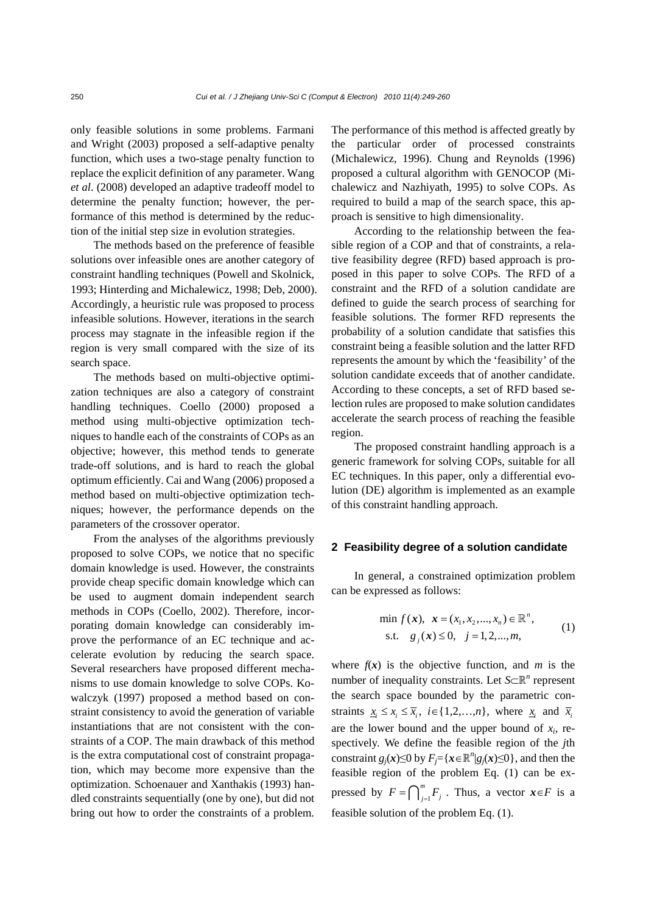only feasible solutions in some problems. Farmani and Wright (2003) proposed a self-adaptive penalty function, which uses a two-stage penalty function to replace the explicit definition of any parameter. Wang *et al*. (2008) developed an adaptive tradeoff model to determine the penalty function; however, the performance of this method is determined by the reduction of the initial step size in evolution strategies.

The methods based on the preference of feasible solutions over infeasible ones are another category of constraint handling techniques (Powell and Skolnick, 1993; Hinterding and Michalewicz, 1998; Deb, 2000). Accordingly, a heuristic rule was proposed to process infeasible solutions. However, iterations in the search process may stagnate in the infeasible region if the region is very small compared with the size of its search space.

The methods based on multi-objective optimization techniques are also a category of constraint handling techniques. Coello (2000) proposed a method using multi-objective optimization techniques to handle each of the constraints of COPs as an objective; however, this method tends to generate trade-off solutions, and is hard to reach the global optimum efficiently. Cai and Wang (2006) proposed a method based on multi-objective optimization techniques; however, the performance depends on the parameters of the crossover operator.

From the analyses of the algorithms previously proposed to solve COPs, we notice that no specific domain knowledge is used. However, the constraints provide cheap specific domain knowledge which can be used to augment domain independent search methods in COPs (Coello, 2002). Therefore, incorporating domain knowledge can considerably improve the performance of an EC technique and accelerate evolution by reducing the search space. Several researchers have proposed different mechanisms to use domain knowledge to solve COPs. Kowalczyk (1997) proposed a method based on constraint consistency to avoid the generation of variable instantiations that are not consistent with the constraints of a COP. The main drawback of this method is the extra computational cost of constraint propagation, which may become more expensive than the optimization. Schoenauer and Xanthakis (1993) handled constraints sequentially (one by one), but did not bring out how to order the constraints of a problem. The performance of this method is affected greatly by the particular order of processed constraints (Michalewicz, 1996). Chung and Reynolds (1996) proposed a cultural algorithm with GENOCOP (Michalewicz and Nazhiyath, 1995) to solve COPs. As required to build a map of the search space, this approach is sensitive to high dimensionality.

According to the relationship between the feasible region of a COP and that of constraints, a relative feasibility degree (RFD) based approach is proposed in this paper to solve COPs. The RFD of a constraint and the RFD of a solution candidate are defined to guide the search process of searching for feasible solutions. The former RFD represents the probability of a solution candidate that satisfies this constraint being a feasible solution and the latter RFD represents the amount by which the 'feasibility' of the solution candidate exceeds that of another candidate. According to these concepts, a set of RFD based selection rules are proposed to make solution candidates accelerate the search process of reaching the feasible region.

The proposed constraint handling approach is a generic framework for solving COPs, suitable for all EC techniques. In this paper, only a differential evolution (DE) algorithm is implemented as an example of this constraint handling approach.

## 2 Feasibility degree of a solution candidate

In general, a constrained optimization problem can be expressed as follows:

$$\begin{aligned} &\min\ f(\boldsymbol{x}),\quad \boldsymbol{x}=(x_1,x_2,\ldots,x_n)\in\mathbb{R}^n, \\ &\text{s.t.}\quad g_j(\boldsymbol{x})\le 0,\quad j=1,2,\ldots,m, \end{aligned} \tag{1}$$

where $f(\boldsymbol{x})$ is the objective function, and $m$ is the number of inequality constraints. Let $S\subset\mathbb{R}^n$ represent the search space bounded by the parametric constraints $\underline{x}_i \le x_i \le \overline{x}_i$, $i\in\{1,2,\ldots,n\}$, where $\underline{x}_i$ and $\overline{x}_i$ are the lower bound and the upper bound of $x_i$, respectively. We define the feasible region of the $j$th constraint $g_j(\boldsymbol{x})\le 0$ by $F_j=\{\boldsymbol{x}\in\mathbb{R}^n | g_j(\boldsymbol{x})\le 0\}$, and then the feasible region of the problem Eq. (1) can be expressed by $F=\bigcap_{j=1}^{m} F_j$. Thus, a vector $\boldsymbol{x}\in F$ is a feasible solution of the problem Eq. (1).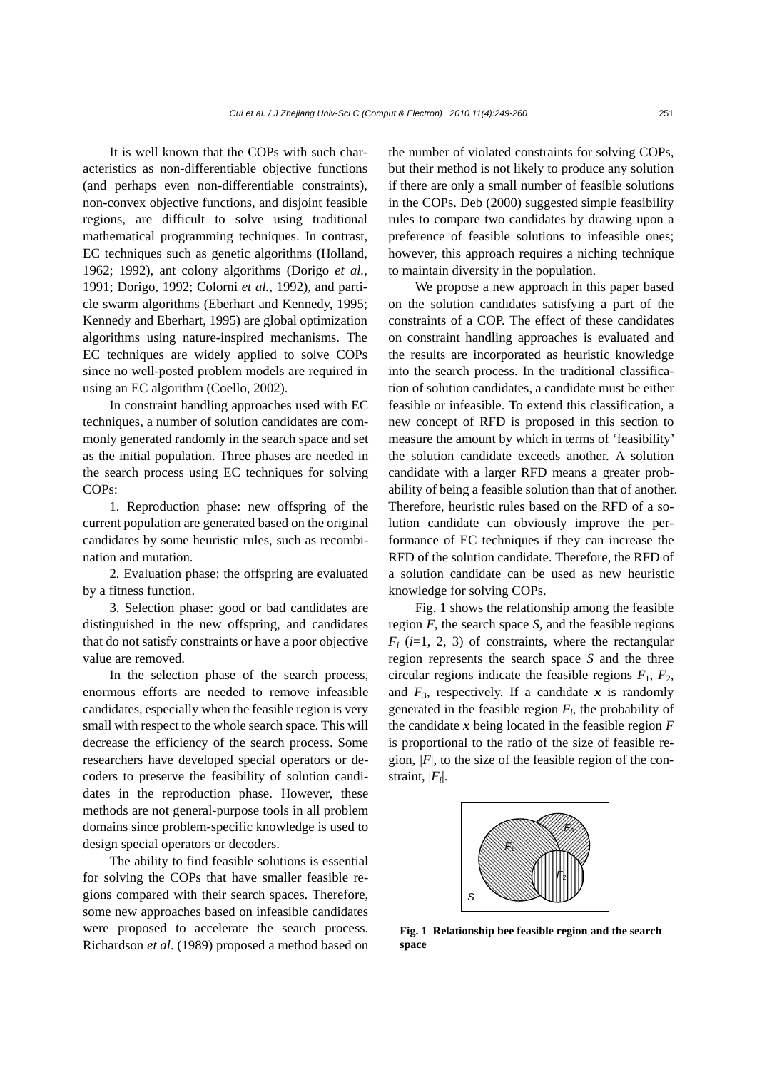It is well known that the COPs with such characteristics as non-differentiable objective functions (and perhaps even non-differentiable constraints), non-convex objective functions, and disjoint feasible regions, are difficult to solve using traditional mathematical programming techniques. In contrast, EC techniques such as genetic algorithms (Holland, 1962; 1992), ant colony algorithms (Dorigo *et al.*, 1991; Dorigo, 1992; Colorni *et al.*, 1992), and particle swarm algorithms (Eberhart and Kennedy, 1995; Kennedy and Eberhart, 1995) are global optimization algorithms using nature-inspired mechanisms. The EC techniques are widely applied to solve COPs since no well-posted problem models are required in using an EC algorithm (Coello, 2002).

In constraint handling approaches used with EC techniques, a number of solution candidates are commonly generated randomly in the search space and set as the initial population. Three phases are needed in the search process using EC techniques for solving COPs:

1. Reproduction phase: new offspring of the current population are generated based on the original candidates by some heuristic rules, such as recombination and mutation.

2. Evaluation phase: the offspring are evaluated by a fitness function.

3. Selection phase: good or bad candidates are distinguished in the new offspring, and candidates that do not satisfy constraints or have a poor objective value are removed.

In the selection phase of the search process, enormous efforts are needed to remove infeasible candidates, especially when the feasible region is very small with respect to the whole search space. This will decrease the efficiency of the search process. Some researchers have developed special operators or decoders to preserve the feasibility of solution candidates in the reproduction phase. However, these methods are not general-purpose tools in all problem domains since problem-specific knowledge is used to design special operators or decoders.

The ability to find feasible solutions is essential for solving the COPs that have smaller feasible regions compared with their search spaces. Therefore, some new approaches based on infeasible candidates were proposed to accelerate the search process. Richardson *et al*. (1989) proposed a method based on the number of violated constraints for solving COPs, but their method is not likely to produce any solution if there are only a small number of feasible solutions in the COPs. Deb (2000) suggested simple feasibility rules to compare two candidates by drawing upon a preference of feasible solutions to infeasible ones; however, this approach requires a niching technique to maintain diversity in the population.

We propose a new approach in this paper based on the solution candidates satisfying a part of the constraints of a COP. The effect of these candidates on constraint handling approaches is evaluated and the results are incorporated as heuristic knowledge into the search process. In the traditional classification of solution candidates, a candidate must be either feasible or infeasible. To extend this classification, a new concept of RFD is proposed in this section to measure the amount by which in terms of 'feasibility' the solution candidate exceeds another. A solution candidate with a larger RFD means a greater probability of being a feasible solution than that of another. Therefore, heuristic rules based on the RFD of a solution candidate can obviously improve the performance of EC techniques if they can increase the RFD of the solution candidate. Therefore, the RFD of a solution candidate can be used as new heuristic knowledge for solving COPs.

Fig. 1 shows the relationship among the feasible region $F$, the search space $S$, and the feasible regions $F_i$ ($i$=1, 2, 3) of constraints, where the rectangular region represents the search space $S$ and the three circular regions indicate the feasible regions $F_1$, $F_2$, and $F_3$, respectively. If a candidate $\boldsymbol{x}$ is randomly generated in the feasible region $F_i$, the probability of the candidate $\boldsymbol{x}$ being located in the feasible region $F$ is proportional to the ratio of the size of feasible region, $|F|$, to the size of the feasible region of the constraint, $|F_i|$.

$F_1$

$F_2$

$F_3$

$S$

**Fig. 1 Relationship bee feasible region and the search space**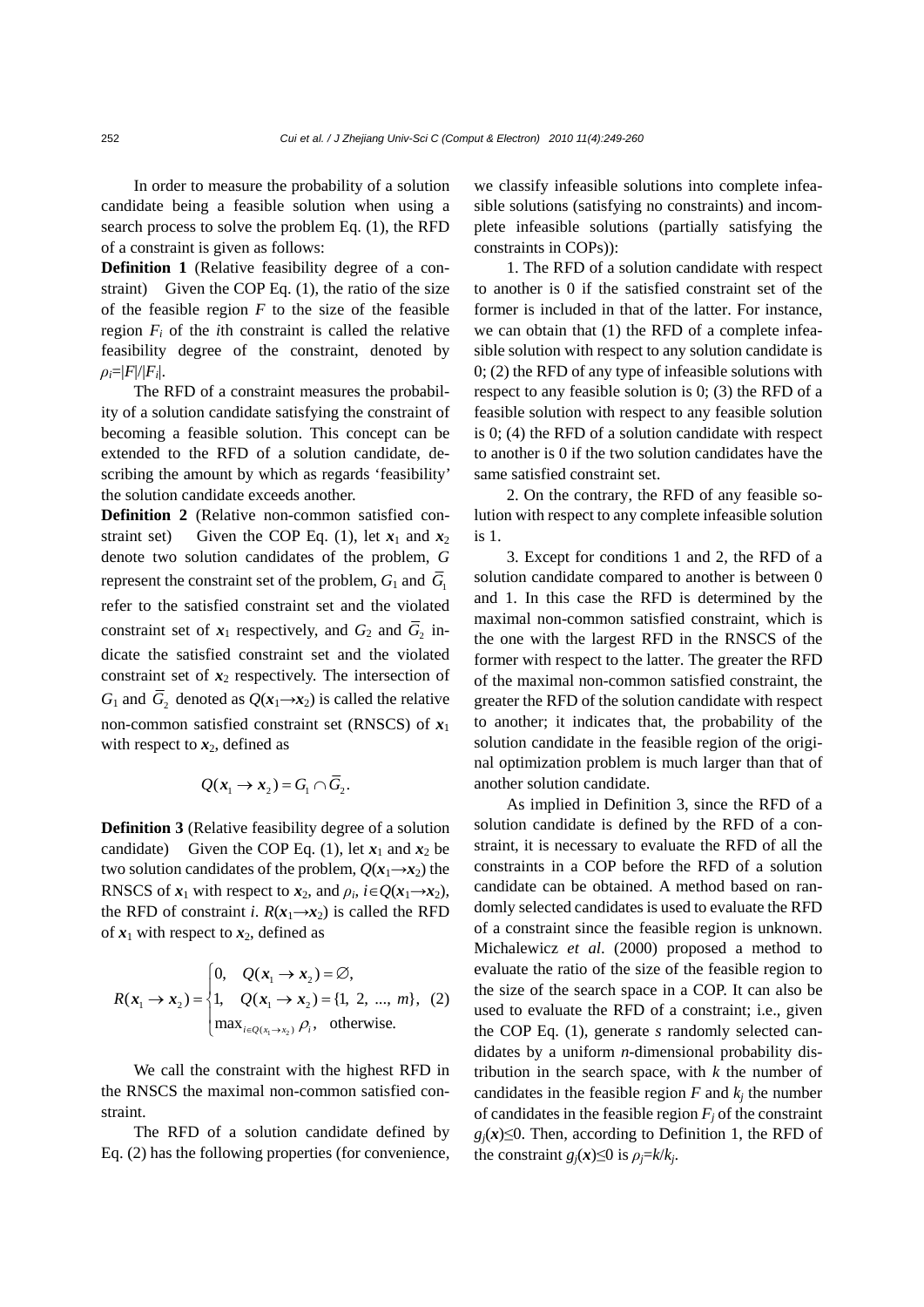In order to measure the probability of a solution candidate being a feasible solution when using a search process to solve the problem Eq. (1), the RFD of a constraint is given as follows:

**Definition 1** (Relative feasibility degree of a constraint) Given the COP Eq. (1), the ratio of the size of the feasible region $F$ to the size of the feasible region $F_i$ of the $i$th constraint is called the relative feasibility degree of the constraint, denoted by $\rho_i=|F|/|F_i|$.

The RFD of a constraint measures the probability of a solution candidate satisfying the constraint of becoming a feasible solution. This concept can be extended to the RFD of a solution candidate, describing the amount by which as regards 'feasibility' the solution candidate exceeds another.

**Definition 2** (Relative non-common satisfied constraint set) Given the COP Eq. (1), let $\boldsymbol{x}_1$ and $\boldsymbol{x}_2$ denote two solution candidates of the problem, $G$ represent the constraint set of the problem, $G_1$ and $\overline{G}_1$ refer to the satisfied constraint set and the violated constraint set of $\boldsymbol{x}_1$ respectively, and $G_2$ and $\overline{G}_2$ indicate the satisfied constraint set and the violated constraint set of $\boldsymbol{x}_2$ respectively. The intersection of $G_1$ and $\overline{G}_2$ denoted as $Q(\boldsymbol{x}_1\rightarrow\boldsymbol{x}_2)$ is called the relative non-common satisfied constraint set (RNSCS) of $\boldsymbol{x}_1$ with respect to $\boldsymbol{x}_2$, defined as

$$Q(\boldsymbol{x}_1 \rightarrow \boldsymbol{x}_2) = G_1 \cap \overline{G}_2.$$

**Definition 3** (Relative feasibility degree of a solution candidate) Given the COP Eq. (1), let $\boldsymbol{x}_1$ and $\boldsymbol{x}_2$ be two solution candidates of the problem, $Q(\boldsymbol{x}_1\rightarrow\boldsymbol{x}_2)$ the RNSCS of $\boldsymbol{x}_1$ with respect to $\boldsymbol{x}_2$, and $\rho_i$, $i\in Q(\boldsymbol{x}_1\rightarrow\boldsymbol{x}_2)$, the RFD of constraint $i$. $R(\boldsymbol{x}_1\rightarrow\boldsymbol{x}_2)$ is called the RFD of $\boldsymbol{x}_1$ with respect to $\boldsymbol{x}_2$, defined as

$$R(\boldsymbol{x}_1 \rightarrow \boldsymbol{x}_2) = \begin{cases} 0, & Q(\boldsymbol{x}_1 \rightarrow \boldsymbol{x}_2) = \varnothing, \\ 1, & Q(\boldsymbol{x}_1 \rightarrow \boldsymbol{x}_2) = \{1, 2, ..., m\}, \\ \max_{i \in Q(\boldsymbol{x}_1 \rightarrow \boldsymbol{x}_2)} \rho_i, & \text{otherwise.} \end{cases} \quad (2)$$

We call the constraint with the highest RFD in the RNSCS the maximal non-common satisfied constraint.

The RFD of a solution candidate defined by Eq. (2) has the following properties (for convenience, we classify infeasible solutions into complete infeasible solutions (satisfying no constraints) and incomplete infeasible solutions (partially satisfying the constraints in COPs)):

1. The RFD of a solution candidate with respect to another is 0 if the satisfied constraint set of the former is included in that of the latter. For instance, we can obtain that (1) the RFD of a complete infeasible solution with respect to any solution candidate is 0; (2) the RFD of any type of infeasible solutions with respect to any feasible solution is 0; (3) the RFD of a feasible solution with respect to any feasible solution is 0; (4) the RFD of a solution candidate with respect to another is 0 if the two solution candidates have the same satisfied constraint set.

2. On the contrary, the RFD of any feasible solution with respect to any complete infeasible solution is 1.

3. Except for conditions 1 and 2, the RFD of a solution candidate compared to another is between 0 and 1. In this case the RFD is determined by the maximal non-common satisfied constraint, which is the one with the largest RFD in the RNSCS of the former with respect to the latter. The greater the RFD of the maximal non-common satisfied constraint, the greater the RFD of the solution candidate with respect to another; it indicates that, the probability of the solution candidate in the feasible region of the original optimization problem is much larger than that of another solution candidate.

As implied in Definition 3, since the RFD of a solution candidate is defined by the RFD of a constraint, it is necessary to evaluate the RFD of all the constraints in a COP before the RFD of a solution candidate can be obtained. A method based on randomly selected candidates is used to evaluate the RFD of a constraint since the feasible region is unknown. Michalewicz *et al*. (2000) proposed a method to evaluate the ratio of the size of the feasible region to the size of the search space in a COP. It can also be used to evaluate the RFD of a constraint; i.e., given the COP Eq. (1), generate $s$ randomly selected candidates by a uniform $n$-dimensional probability distribution in the search space, with $k$ the number of candidates in the feasible region $F$ and $k_j$ the number of candidates in the feasible region $F_j$ of the constraint $g_j(\boldsymbol{x})\leq 0$. Then, according to Definition 1, the RFD of the constraint $g_j(\boldsymbol{x})\leq 0$ is $\rho_j=k/k_j$.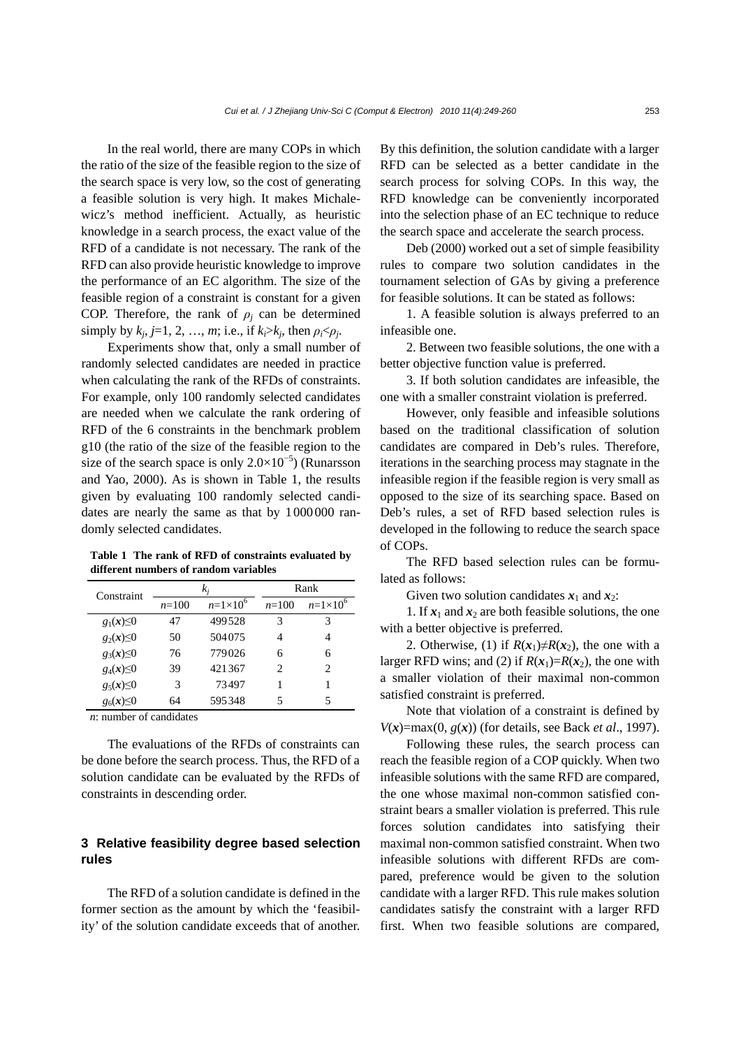In the real world, there are many COPs in which the ratio of the size of the feasible region to the size of the search space is very low, so the cost of generating a feasible solution is very high. It makes Michalewicz's method inefficient. Actually, as heuristic knowledge in a search process, the exact value of the RFD of a candidate is not necessary. The rank of the RFD can also provide heuristic knowledge to improve the performance of an EC algorithm. The size of the feasible region of a constraint is constant for a given COP. Therefore, the rank of $\rho_j$ can be determined simply by $k_j$, $j$=1, 2, …, $m$; i.e., if $k_i$>$k_j$, then $\rho_i$<$\rho_j$.

Experiments show that, only a small number of randomly selected candidates are needed in practice when calculating the rank of the RFDs of constraints. For example, only 100 randomly selected candidates are needed when we calculate the rank ordering of RFD of the 6 constraints in the benchmark problem g10 (the ratio of the size of the feasible region to the size of the search space is only $2.0\times10^{-5}$) (Runarsson and Yao, 2000). As is shown in Table 1, the results given by evaluating 100 randomly selected candidates are nearly the same as that by 1000000 randomly selected candidates.

**Table 1 The rank of RFD of constraints evaluated by different numbers of random variables**

| Constraint | $k_j$ | | Rank | |
|---|---|---|---|---|
| | $n$=100 | $n$=$1\times10^6$ | $n$=100 | $n$=$1\times10^6$ |
| $g_1(\boldsymbol{x})\leq0$ | 47 | 499528 | 3 | 3 |
| $g_2(\boldsymbol{x})\leq0$ | 50 | 504075 | 4 | 4 |
| $g_3(\boldsymbol{x})\leq0$ | 76 | 779026 | 6 | 6 |
| $g_4(\boldsymbol{x})\leq0$ | 39 | 421367 | 2 | 2 |
| $g_5(\boldsymbol{x})\leq0$ | 3 | 73497 | 1 | 1 |
| $g_6(\boldsymbol{x})\leq0$ | 64 | 595348 | 5 | 5 |

$n$: number of candidates

The evaluations of the RFDs of constraints can be done before the search process. Thus, the RFD of a solution candidate can be evaluated by the RFDs of constraints in descending order.

## 3 Relative feasibility degree based selection rules

The RFD of a solution candidate is defined in the former section as the amount by which the 'feasibility' of the solution candidate exceeds that of another. By this definition, the solution candidate with a larger RFD can be selected as a better candidate in the search process for solving COPs. In this way, the RFD knowledge can be conveniently incorporated into the selection phase of an EC technique to reduce the search space and accelerate the search process.

Deb (2000) worked out a set of simple feasibility rules to compare two solution candidates in the tournament selection of GAs by giving a preference for feasible solutions. It can be stated as follows:

1. A feasible solution is always preferred to an infeasible one.

2. Between two feasible solutions, the one with a better objective function value is preferred.

3. If both solution candidates are infeasible, the one with a smaller constraint violation is preferred.

However, only feasible and infeasible solutions based on the traditional classification of solution candidates are compared in Deb's rules. Therefore, iterations in the searching process may stagnate in the infeasible region if the feasible region is very small as opposed to the size of its searching space. Based on Deb's rules, a set of RFD based selection rules is developed in the following to reduce the search space of COPs.

The RFD based selection rules can be formulated as follows:

Given two solution candidates $\boldsymbol{x}_1$ and $\boldsymbol{x}_2$:

1. If $\boldsymbol{x}_1$ and $\boldsymbol{x}_2$ are both feasible solutions, the one with a better objective is preferred.

2. Otherwise, (1) if $R(\boldsymbol{x}_1)\neq R(\boldsymbol{x}_2)$, the one with a larger RFD wins; and (2) if $R(\boldsymbol{x}_1)=R(\boldsymbol{x}_2)$, the one with a smaller violation of their maximal non-common satisfied constraint is preferred.

Note that violation of a constraint is defined by $V(\boldsymbol{x})=\max(0, g(\boldsymbol{x}))$ (for details, see Back *et al*., 1997).

Following these rules, the search process can reach the feasible region of a COP quickly. When two infeasible solutions with the same RFD are compared, the one whose maximal non-common satisfied constraint bears a smaller violation is preferred. This rule forces solution candidates into satisfying their maximal non-common satisfied constraint. When two infeasible solutions with different RFDs are compared, preference would be given to the solution candidate with a larger RFD. This rule makes solution candidates satisfy the constraint with a larger RFD first. When two feasible solutions are compared,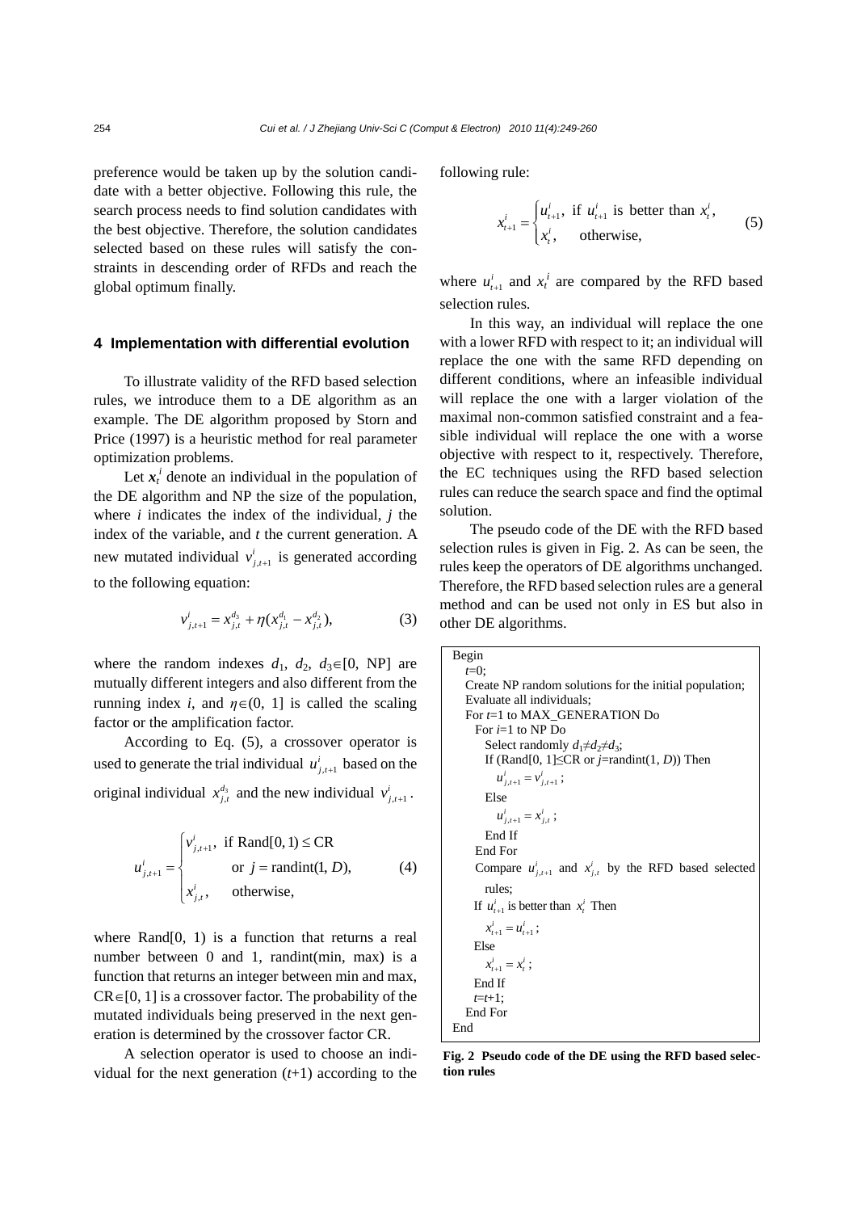preference would be taken up by the solution candidate with a better objective. Following this rule, the search process needs to find solution candidates with the best objective. Therefore, the solution candidates selected based on these rules will satisfy the constraints in descending order of RFDs and reach the global optimum finally.

## 4 Implementation with differential evolution

To illustrate validity of the RFD based selection rules, we introduce them to a DE algorithm as an example. The DE algorithm proposed by Storn and Price (1997) is a heuristic method for real parameter optimization problems.

Let $\boldsymbol{x}_t^i$ denote an individual in the population of the DE algorithm and NP the size of the population, where $i$ indicates the index of the individual, $j$ the index of the variable, and $t$ the current generation. A new mutated individual $v_{j,t+1}^i$ is generated according to the following equation:

$$v_{j,t+1}^i = x_{j,t}^{d_3} + \eta(x_{j,t}^{d_1} - x_{j,t}^{d_2}), \tag{3}$$

where the random indexes $d_1$, $d_2$, $d_3 \in [0, \text{NP}]$ are mutually different integers and also different from the running index $i$, and $\eta \in (0, 1]$ is called the scaling factor or the amplification factor.

According to Eq. (5), a crossover operator is used to generate the trial individual $u_{j,t+1}^i$ based on the original individual $x_{j,t}^{d_3}$ and the new individual $v_{j,t+1}^i$.

$$u_{j,t+1}^i = \begin{cases} v_{j,t+1}^i, & \text{if Rand}[0,1) \le \text{CR} \\ & \text{or } j = \text{randint}(1, D), \\ x_{j,t}^i, & \text{otherwise,} \end{cases} \tag{4}$$

where Rand[0, 1) is a function that returns a real number between 0 and 1, randint(min, max) is a function that returns an integer between min and max, $\text{CR} \in [0, 1]$ is a crossover factor. The probability of the mutated individuals being preserved in the next generation is determined by the crossover factor CR.

A selection operator is used to choose an individual for the next generation ($t$+1) according to the following rule:

$$x_{t+1}^i = \begin{cases} u_{t+1}^i, & \text{if } u_{t+1}^i \text{ is better than } x_t^i, \\ x_t^i, & \text{otherwise,} \end{cases} \tag{5}$$

where $u_{t+1}^i$ and $x_t^i$ are compared by the RFD based selection rules.

In this way, an individual will replace the one with a lower RFD with respect to it; an individual will replace the one with the same RFD depending on different conditions, where an infeasible individual will replace the one with a larger violation of the maximal non-common satisfied constraint and a feasible individual will replace the one with a worse objective with respect to it, respectively. Therefore, the EC techniques using the RFD based selection rules can reduce the search space and find the optimal solution.

The pseudo code of the DE with the RFD based selection rules is given in Fig. 2. As can be seen, the rules keep the operators of DE algorithms unchanged. Therefore, the RFD based selection rules are a general method and can be used not only in ES but also in other DE algorithms.

```
Begin
  t=0;
  Create NP random solutions for the initial population;
  Evaluate all individuals;
  For t=1 to MAX_GENERATION Do
    For i=1 to NP Do
      Select randomly d1≠d2≠d3;
      If (Rand[0, 1]≤CR or j=randint(1, D)) Then
        u^i_{j,t+1} = v^i_{j,t+1};
      Else
        u^i_{j,t+1} = x^i_{j,t};
      End If
    End For
    Compare u^i_{j,t+1} and x^i_{j,t} by the RFD based selected rules;
    If u^i_{t+1} is better than x^i_t Then
      x^i_{t+1} = u^i_{t+1};
    Else
      x^i_{t+1} = x^i_t;
    End If
    t=t+1;
  End For
End
```

**Fig. 2 Pseudo code of the DE using the RFD based selection rules**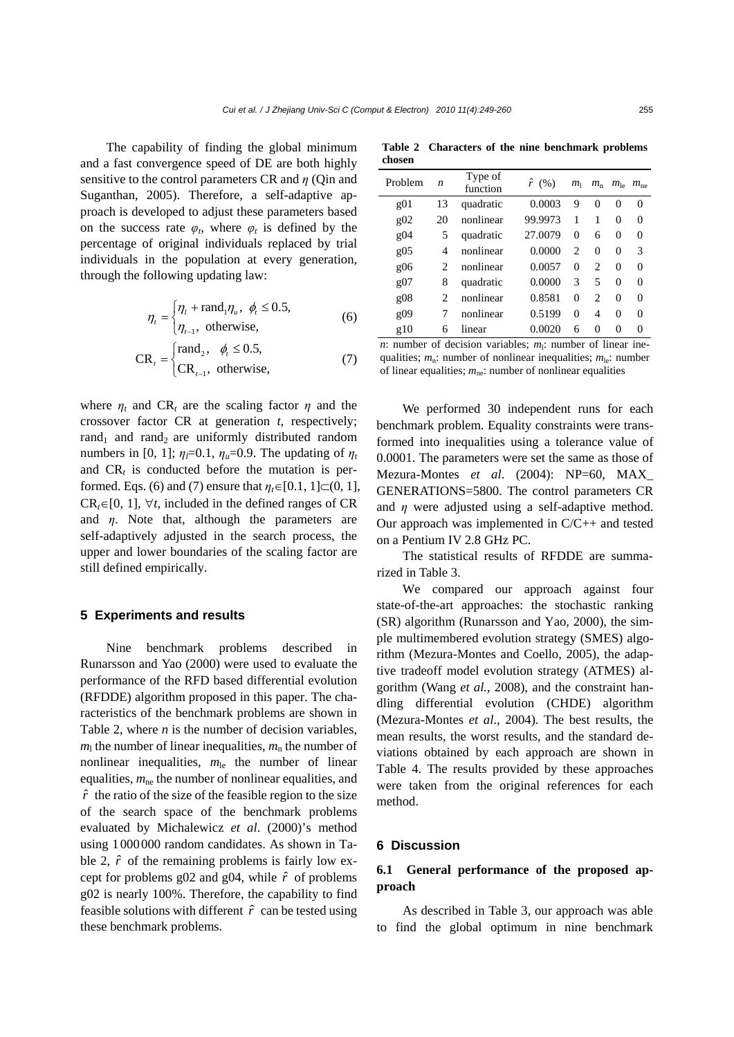The capability of finding the global minimum and a fast convergence speed of DE are both highly sensitive to the control parameters CR and $\eta$ (Qin and Suganthan, 2005). Therefore, a self-adaptive approach is developed to adjust these parameters based on the success rate $\varphi_t$, where $\varphi_t$ is defined by the percentage of original individuals replaced by trial individuals in the population at every generation, through the following updating law:

$$\eta_t = \begin{cases} \eta_l + \text{rand}_1 \eta_u, & \phi_t \le 0.5, \\ \eta_{t-1}, & \text{otherwise}, \end{cases} \tag{6}$$

$$\text{CR}_t = \begin{cases} \text{rand}_2, & \phi_t \le 0.5, \\ \text{CR}_{t-1}, & \text{otherwise}, \end{cases} \tag{7}$$

where $\eta_t$ and $\text{CR}_t$ are the scaling factor $\eta$ and the crossover factor CR at generation $t$, respectively; $\text{rand}_1$ and $\text{rand}_2$ are uniformly distributed random numbers in [0, 1]; $\eta_l$=0.1, $\eta_u$=0.9. The updating of $\eta_t$ and $\text{CR}_t$ is conducted before the mutation is performed. Eqs. (6) and (7) ensure that $\eta_t \in [0.1, 1] \subset (0, 1]$, $\text{CR}_t \in [0, 1]$, $\forall t$, included in the defined ranges of CR and $\eta$. Note that, although the parameters are self-adaptively adjusted in the search process, the upper and lower boundaries of the scaling factor are still defined empirically.

## 5 Experiments and results

Nine benchmark problems described in Runarsson and Yao (2000) were used to evaluate the performance of the RFD based differential evolution (RFDDE) algorithm proposed in this paper. The characteristics of the benchmark problems are shown in Table 2, where $n$ is the number of decision variables, $m_l$ the number of linear inequalities, $m_n$ the number of nonlinear inequalities, $m_{le}$ the number of linear equalities, $m_{ne}$ the number of nonlinear equalities, and $\hat{r}$ the ratio of the size of the feasible region to the size of the search space of the benchmark problems evaluated by Michalewicz *et al*. (2000)'s method using 1000000 random candidates. As shown in Table 2, $\hat{r}$ of the remaining problems is fairly low except for problems g02 and g04, while $\hat{r}$ of problems g02 is nearly 100%. Therefore, the capability to find feasible solutions with different $\hat{r}$ can be tested using these benchmark problems.

**Table 2 Characters of the nine benchmark problems chosen**

| Problem | $n$ | Type of function | $\hat{r}$ (%) | $m_l$ | $m_n$ | $m_{le}$ | $m_{ne}$ |
|---|---|---|---|---|---|---|---|
| g01 | 13 | quadratic | 0.0003 | 9 | 0 | 0 | 0 |
| g02 | 20 | nonlinear | 99.9973 | 1 | 1 | 0 | 0 |
| g04 | 5 | quadratic | 27.0079 | 0 | 6 | 0 | 0 |
| g05 | 4 | nonlinear | 0.0000 | 2 | 0 | 0 | 3 |
| g06 | 2 | nonlinear | 0.0057 | 0 | 2 | 0 | 0 |
| g07 | 8 | quadratic | 0.0000 | 3 | 5 | 0 | 0 |
| g08 | 2 | nonlinear | 0.8581 | 0 | 2 | 0 | 0 |
| g09 | 7 | nonlinear | 0.5199 | 0 | 4 | 0 | 0 |
| g10 | 6 | linear | 0.0020 | 6 | 0 | 0 | 0 |

$n$: number of decision variables; $m_l$: number of linear inequalities; $m_n$: number of nonlinear inequalities; $m_{le}$: number of linear equalities; $m_{ne}$: number of nonlinear equalities

We performed 30 independent runs for each benchmark problem. Equality constraints were transformed into inequalities using a tolerance value of 0.0001. The parameters were set the same as those of Mezura-Montes *et al*. (2004): NP=60, MAX_GENERATIONS=5800. The control parameters CR and $\eta$ were adjusted using a self-adaptive method. Our approach was implemented in C/C++ and tested on a Pentium IV 2.8 GHz PC.

The statistical results of RFDDE are summarized in Table 3.

We compared our approach against four state-of-the-art approaches: the stochastic ranking (SR) algorithm (Runarsson and Yao, 2000), the simple multimembered evolution strategy (SMES) algorithm (Mezura-Montes and Coello, 2005), the adaptive tradeoff model evolution strategy (ATMES) algorithm (Wang *et al.*, 2008), and the constraint handling differential evolution (CHDE) algorithm (Mezura-Montes *et al*., 2004). The best results, the mean results, the worst results, and the standard deviations obtained by each approach are shown in Table 4. The results provided by these approaches were taken from the original references for each method.

## 6 Discussion

### 6.1 General performance of the proposed approach

As described in Table 3, our approach was able to find the global optimum in nine benchmark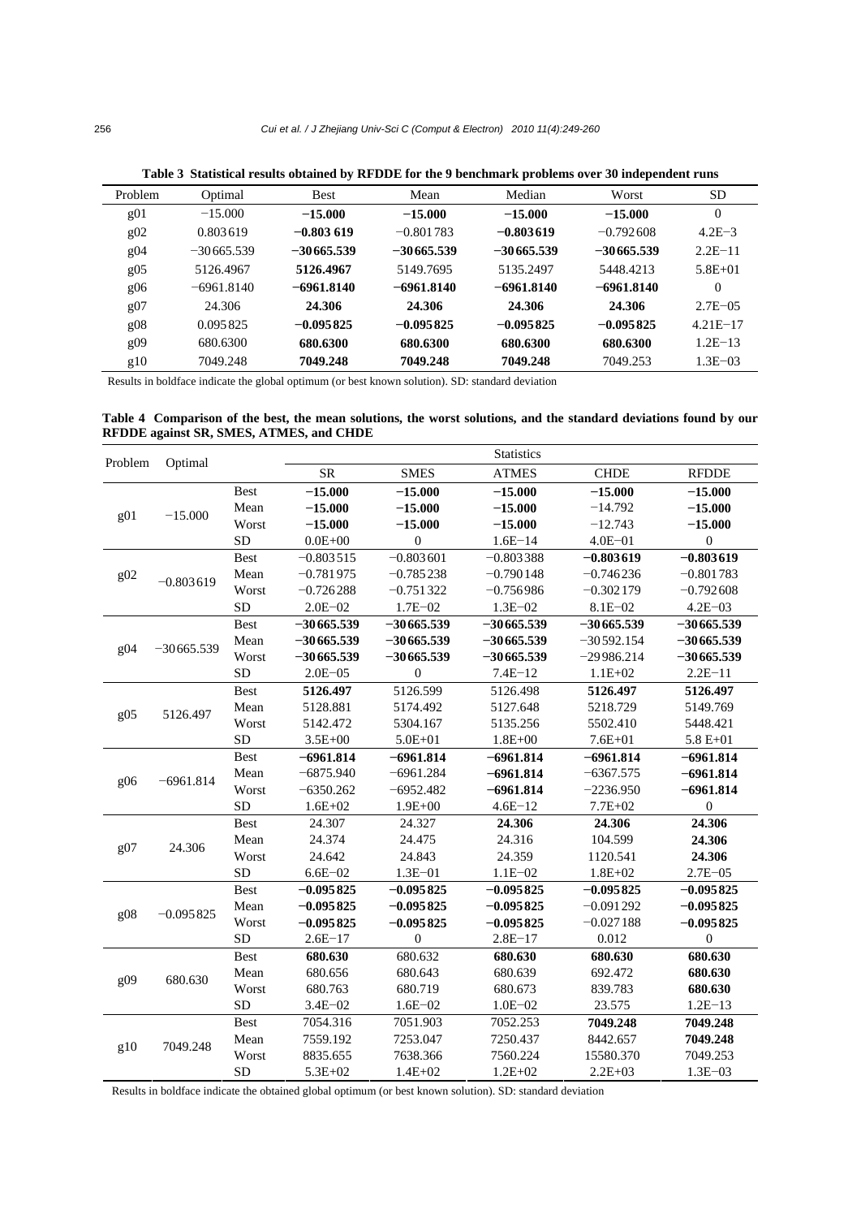**Table 3 Statistical results obtained by RFDDE for the 9 benchmark problems over 30 independent runs**

| Problem | Optimal | Best | Mean | Median | Worst | SD |
|---|---|---|---|---|---|---|
| g01 | −15.000 | **−15.000** | **−15.000** | **−15.000** | **−15.000** | 0 |
| g02 | 0.803619 | **−0.803 619** | −0.801783 | **−0.803619** | −0.792608 | 4.2E−3 |
| g04 | −30665.539 | **−30665.539** | **−30665.539** | **−30665.539** | **−30665.539** | 2.2E−11 |
| g05 | 5126.4967 | **5126.4967** | 5149.7695 | 5135.2497 | 5448.4213 | 5.8E+01 |
| g06 | −6961.8140 | **−6961.8140** | **−6961.8140** | **−6961.8140** | **−6961.8140** | 0 |
| g07 | 24.306 | **24.306** | **24.306** | **24.306** | **24.306** | 2.7E−05 |
| g08 | 0.095825 | **−0.095825** | **−0.095825** | **−0.095825** | **−0.095825** | 4.21E−17 |
| g09 | 680.6300 | **680.6300** | **680.6300** | **680.6300** | **680.6300** | 1.2E−13 |
| g10 | 7049.248 | **7049.248** | **7049.248** | **7049.248** | 7049.253 | 1.3E−03 |

Results in boldface indicate the global optimum (or best known solution). SD: standard deviation

**Table 4 Comparison of the best, the mean solutions, the worst solutions, and the standard deviations found by our RFDDE against SR, SMES, ATMES, and CHDE**

| Problem | Optimal | | Statistics | | | | |
|---|---|---|---|---|---|---|---|
| | | | SR | SMES | ATMES | CHDE | RFDDE |
| g01 | −15.000 | Best | **−15.000** | **−15.000** | **−15.000** | **−15.000** | **−15.000** |
| | | Mean | **−15.000** | **−15.000** | **−15.000** | −14.792 | **−15.000** |
| | | Worst | **−15.000** | **−15.000** | **−15.000** | −12.743 | **−15.000** |
| | | SD | 0.0E+00 | 0 | 1.6E−14 | 4.0E−01 | 0 |
| g02 | −0.803619 | Best | −0.803515 | −0.803601 | −0.803388 | **−0.803619** | **−0.803619** |
| | | Mean | −0.781975 | −0.785238 | −0.790148 | −0.746236 | −0.801783 |
| | | Worst | −0.726288 | −0.751322 | −0.756986 | −0.302179 | −0.792608 |
| | | SD | 2.0E−02 | 1.7E−02 | 1.3E−02 | 8.1E−02 | 4.2E−03 |
| g04 | −30665.539 | Best | **−30665.539** | **−30665.539** | **−30665.539** | **−30665.539** | **−30665.539** |
| | | Mean | **−30665.539** | **−30665.539** | **−30665.539** | −30592.154 | **−30665.539** |
| | | Worst | **−30665.539** | **−30665.539** | **−30665.539** | −29986.214 | **−30665.539** |
| | | SD | 2.0E−05 | 0 | 7.4E−12 | 1.1E+02 | 2.2E−11 |
| g05 | 5126.497 | Best | **5126.497** | 5126.599 | 5126.498 | **5126.497** | **5126.497** |
| | | Mean | 5128.881 | 5174.492 | 5127.648 | 5218.729 | 5149.769 |
| | | Worst | 5142.472 | 5304.167 | 5135.256 | 5502.410 | 5448.421 |
| | | SD | 3.5E+00 | 5.0E+01 | 1.8E+00 | 7.6E+01 | 5.8 E+01 |
| g06 | −6961.814 | Best | **−6961.814** | **−6961.814** | **−6961.814** | **−6961.814** | **−6961.814** |
| | | Mean | −6875.940 | −6961.284 | **−6961.814** | −6367.575 | **−6961.814** |
| | | Worst | −6350.262 | −6952.482 | **−6961.814** | −2236.950 | **−6961.814** |
| | | SD | 1.6E+02 | 1.9E+00 | 4.6E−12 | 7.7E+02 | 0 |
| g07 | 24.306 | Best | 24.307 | 24.327 | **24.306** | **24.306** | **24.306** |
| | | Mean | 24.374 | 24.475 | 24.316 | 104.599 | **24.306** |
| | | Worst | 24.642 | 24.843 | 24.359 | 1120.541 | **24.306** |
| | | SD | 6.6E−02 | 1.3E−01 | 1.1E−02 | 1.8E+02 | 2.7E−05 |
| g08 | −0.095825 | Best | **−0.095825** | **−0.095825** | **−0.095825** | **−0.095825** | **−0.095825** |
| | | Mean | **−0.095825** | **−0.095825** | **−0.095825** | −0.091292 | **−0.095825** |
| | | Worst | **−0.095825** | **−0.095825** | **−0.095825** | −0.027188 | **−0.095825** |
| | | SD | 2.6E−17 | 0 | 2.8E−17 | 0.012 | 0 |
| g09 | 680.630 | Best | **680.630** | 680.632 | **680.630** | **680.630** | **680.630** |
| | | Mean | 680.656 | 680.643 | 680.639 | 692.472 | **680.630** |
| | | Worst | 680.763 | 680.719 | 680.673 | 839.783 | **680.630** |
| | | SD | 3.4E−02 | 1.6E−02 | 1.0E−02 | 23.575 | 1.2E−13 |
| g10 | 7049.248 | Best | 7054.316 | 7051.903 | 7052.253 | **7049.248** | **7049.248** |
| | | Mean | 7559.192 | 7253.047 | 7250.437 | 8442.657 | **7049.248** |
| | | Worst | 8835.655 | 7638.366 | 7560.224 | 15580.370 | 7049.253 |
| | | SD | 5.3E+02 | 1.4E+02 | 1.2E+02 | 2.2E+03 | 1.3E−03 |

Results in boldface indicate the obtained global optimum (or best known solution). SD: standard deviation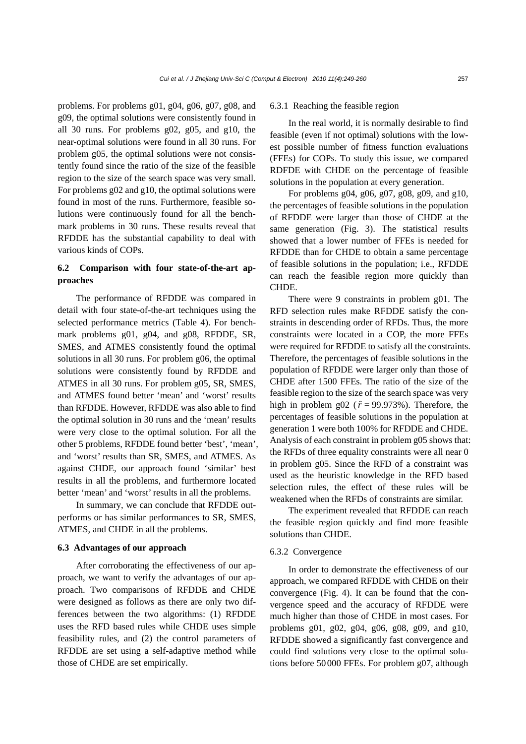problems. For problems g01, g04, g06, g07, g08, and g09, the optimal solutions were consistently found in all 30 runs. For problems g02, g05, and g10, the near-optimal solutions were found in all 30 runs. For problem g05, the optimal solutions were not consistently found since the ratio of the size of the feasible region to the size of the search space was very small. For problems g02 and g10, the optimal solutions were found in most of the runs. Furthermore, feasible solutions were continuously found for all the benchmark problems in 30 runs. These results reveal that RFDDE has the substantial capability to deal with various kinds of COPs.

## 6.2 Comparison with four state-of-the-art approaches

The performance of RFDDE was compared in detail with four state-of-the-art techniques using the selected performance metrics (Table 4). For benchmark problems g01, g04, and g08, RFDDE, SR, SMES, and ATMES consistently found the optimal solutions in all 30 runs. For problem g06, the optimal solutions were consistently found by RFDDE and ATMES in all 30 runs. For problem g05, SR, SMES, and ATMES found better 'mean' and 'worst' results than RFDDE. However, RFDDE was also able to find the optimal solution in 30 runs and the 'mean' results were very close to the optimal solution. For all the other 5 problems, RFDDE found better 'best', 'mean', and 'worst' results than SR, SMES, and ATMES. As against CHDE, our approach found 'similar' best results in all the problems, and furthermore located better 'mean' and 'worst' results in all the problems.

In summary, we can conclude that RFDDE outperforms or has similar performances to SR, SMES, ATMES, and CHDE in all the problems.

## 6.3 Advantages of our approach

After corroborating the effectiveness of our approach, we want to verify the advantages of our approach. Two comparisons of RFDDE and CHDE were designed as follows as there are only two differences between the two algorithms: (1) RFDDE uses the RFD based rules while CHDE uses simple feasibility rules, and (2) the control parameters of RFDDE are set using a self-adaptive method while those of CHDE are set empirically.

### 6.3.1 Reaching the feasible region

In the real world, it is normally desirable to find feasible (even if not optimal) solutions with the lowest possible number of fitness function evaluations (FFEs) for COPs. To study this issue, we compared RDFDE with CHDE on the percentage of feasible solutions in the population at every generation.

For problems g04, g06, g07, g08, g09, and g10, the percentages of feasible solutions in the population of RFDDE were larger than those of CHDE at the same generation (Fig. 3). The statistical results showed that a lower number of FFEs is needed for RFDDE than for CHDE to obtain a same percentage of feasible solutions in the population; i.e., RFDDE can reach the feasible region more quickly than CHDE.

There were 9 constraints in problem g01. The RFD selection rules make RFDDE satisfy the constraints in descending order of RFDs. Thus, the more constraints were located in a COP, the more FFEs were required for RFDDE to satisfy all the constraints. Therefore, the percentages of feasible solutions in the population of RFDDE were larger only than those of CHDE after 1500 FFEs. The ratio of the size of the feasible region to the size of the search space was very high in problem g02 ($\hat{r}$ = 99.973%). Therefore, the percentages of feasible solutions in the population at generation 1 were both 100% for RFDDE and CHDE. Analysis of each constraint in problem g05 shows that: the RFDs of three equality constraints were all near 0 in problem g05. Since the RFD of a constraint was used as the heuristic knowledge in the RFD based selection rules, the effect of these rules will be weakened when the RFDs of constraints are similar.

The experiment revealed that RFDDE can reach the feasible region quickly and find more feasible solutions than CHDE.

### 6.3.2 Convergence

In order to demonstrate the effectiveness of our approach, we compared RFDDE with CHDE on their convergence (Fig. 4). It can be found that the convergence speed and the accuracy of RFDDE were much higher than those of CHDE in most cases. For problems g01, g02, g04, g06, g08, g09, and g10, RFDDE showed a significantly fast convergence and could find solutions very close to the optimal solutions before 50000 FFEs. For problem g07, although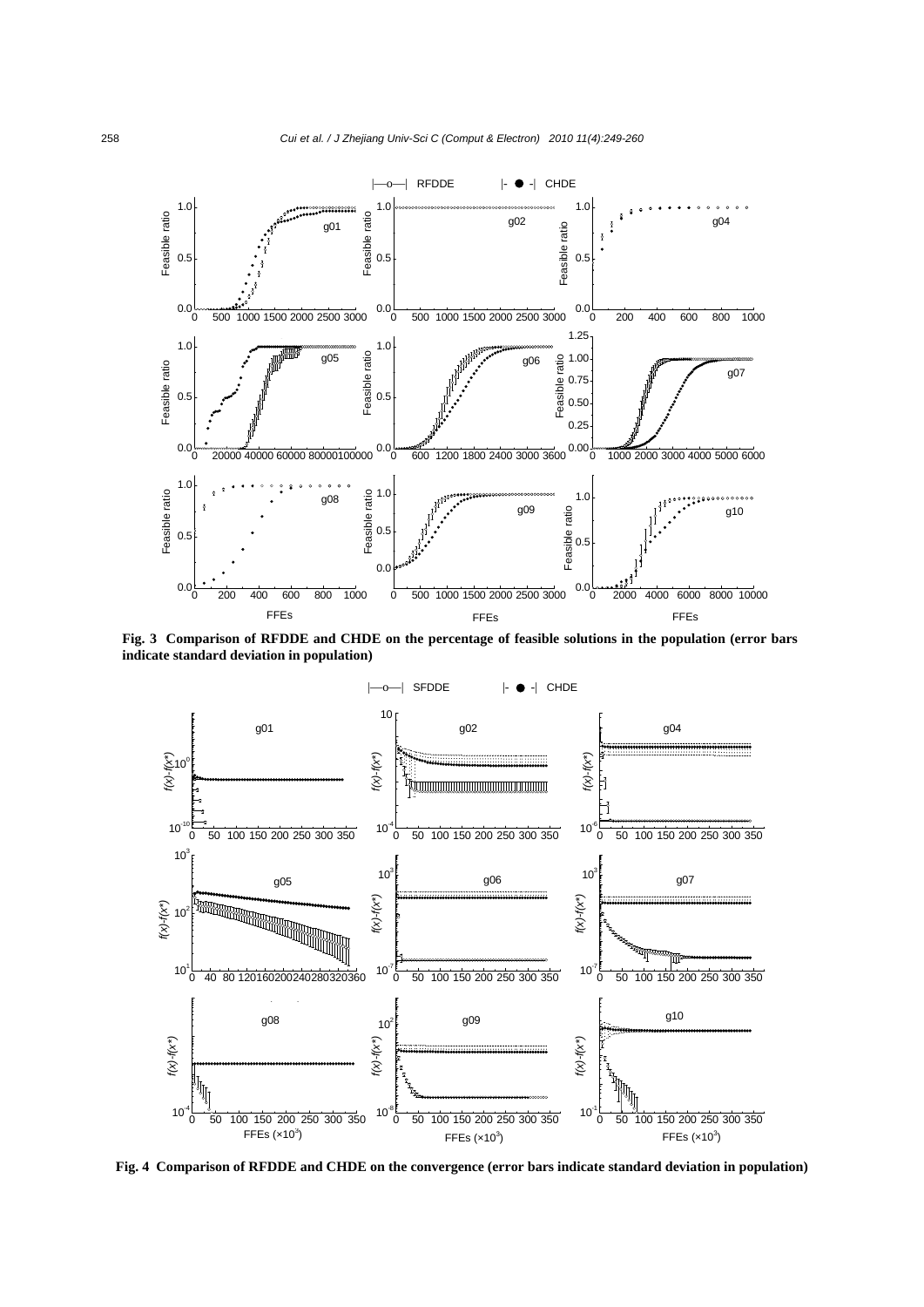**Fig. 3 Comparison of RFDDE and CHDE on the percentage of feasible solutions in the population (error bars indicate standard deviation in population)**

**Fig. 4 Comparison of RFDDE and CHDE on the convergence (error bars indicate standard deviation in population)**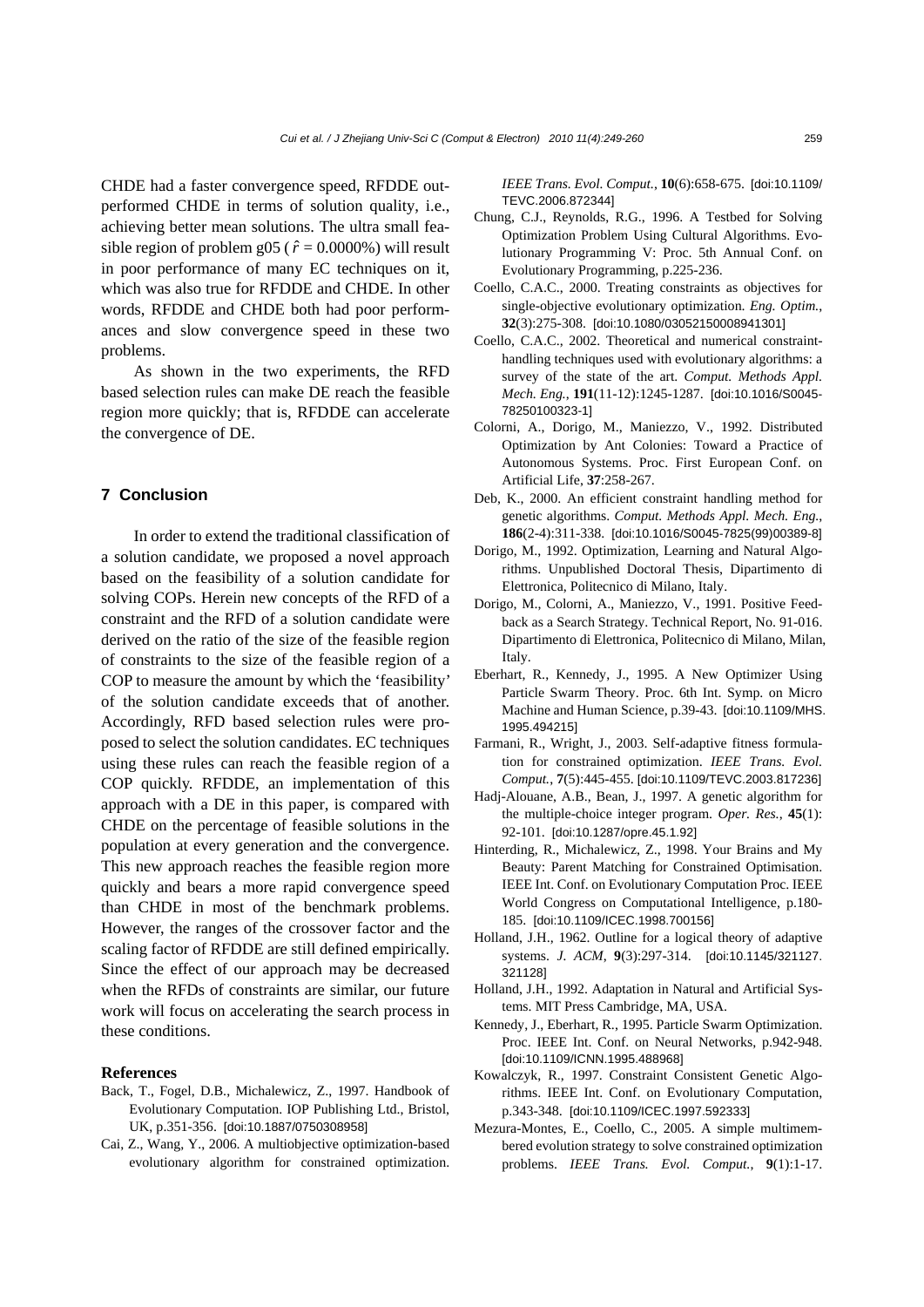CHDE had a faster convergence speed, RFDDE outperformed CHDE in terms of solution quality, i.e., achieving better mean solutions. The ultra small feasible region of problem g05 ( $\hat{r}$ = 0.0000%) will result in poor performance of many EC techniques on it, which was also true for RFDDE and CHDE. In other words, RFDDE and CHDE both had poor performances and slow convergence speed in these two problems.

As shown in the two experiments, the RFD based selection rules can make DE reach the feasible region more quickly; that is, RFDDE can accelerate the convergence of DE.

## 7 Conclusion

In order to extend the traditional classification of a solution candidate, we proposed a novel approach based on the feasibility of a solution candidate for solving COPs. Herein new concepts of the RFD of a constraint and the RFD of a solution candidate were derived on the ratio of the size of the feasible region of constraints to the size of the feasible region of a COP to measure the amount by which the 'feasibility' of the solution candidate exceeds that of another. Accordingly, RFD based selection rules were proposed to select the solution candidates. EC techniques using these rules can reach the feasible region of a COP quickly. RFDDE, an implementation of this approach with a DE in this paper, is compared with CHDE on the percentage of feasible solutions in the population at every generation and the convergence. This new approach reaches the feasible region more quickly and bears a more rapid convergence speed than CHDE in most of the benchmark problems. However, the ranges of the crossover factor and the scaling factor of RFDDE are still defined empirically. Since the effect of our approach may be decreased when the RFDs of constraints are similar, our future work will focus on accelerating the search process in these conditions.

### References

Back, T., Fogel, D.B., Michalewicz, Z., 1997. Handbook of Evolutionary Computation. IOP Publishing Ltd., Bristol, UK, p.351-356. [doi:10.1887/0750308958]

Cai, Z., Wang, Y., 2006. A multiobjective optimization-based evolutionary algorithm for constrained optimization. *IEEE Trans. Evol. Comput.*, **10**(6):658-675. [doi:10.1109/TEVC.2006.872344]

Chung, C.J., Reynolds, R.G., 1996. A Testbed for Solving Optimization Problem Using Cultural Algorithms. Evolutionary Programming V: Proc. 5th Annual Conf. on Evolutionary Programming, p.225-236.

Coello, C.A.C., 2000. Treating constraints as objectives for single-objective evolutionary optimization. *Eng. Optim.*, **32**(3):275-308. [doi:10.1080/03052150008941301]

Coello, C.A.C., 2002. Theoretical and numerical constraint-handling techniques used with evolutionary algorithms: a survey of the state of the art. *Comput. Methods Appl. Mech. Eng.*, **191**(11-12):1245-1287. [doi:10.1016/S0045-78250100323-1]

Colorni, A., Dorigo, M., Maniezzo, V., 1992. Distributed Optimization by Ant Colonies: Toward a Practice of Autonomous Systems. Proc. First European Conf. on Artificial Life, **37**:258-267.

Deb, K., 2000. An efficient constraint handling method for genetic algorithms. *Comput. Methods Appl. Mech. Eng.*, **186**(2-4):311-338. [doi:10.1016/S0045-7825(99)00389-8]

Dorigo, M., 1992. Optimization, Learning and Natural Algorithms. Unpublished Doctoral Thesis, Dipartimento di Elettronica, Politecnico di Milano, Italy.

Dorigo, M., Colorni, A., Maniezzo, V., 1991. Positive Feedback as a Search Strategy. Technical Report, No. 91-016. Dipartimento di Elettronica, Politecnico di Milano, Milan, Italy.

Eberhart, R., Kennedy, J., 1995. A New Optimizer Using Particle Swarm Theory. Proc. 6th Int. Symp. on Micro Machine and Human Science, p.39-43. [doi:10.1109/MHS.1995.494215]

Farmani, R., Wright, J., 2003. Self-adaptive fitness formulation for constrained optimization. *IEEE Trans. Evol. Comput.*, **7**(5):445-455. [doi:10.1109/TEVC.2003.817236]

Hadj-Alouane, A.B., Bean, J., 1997. A genetic algorithm for the multiple-choice integer program. *Oper. Res.*, **45**(1): 92-101. [doi:10.1287/opre.45.1.92]

Hinterding, R., Michalewicz, Z., 1998. Your Brains and My Beauty: Parent Matching for Constrained Optimisation. IEEE Int. Conf. on Evolutionary Computation Proc. IEEE World Congress on Computational Intelligence, p.180-185. [doi:10.1109/ICEC.1998.700156]

Holland, J.H., 1962. Outline for a logical theory of adaptive systems. *J. ACM*, **9**(3):297-314. [doi:10.1145/321127.321128]

Holland, J.H., 1992. Adaptation in Natural and Artificial Systems. MIT Press Cambridge, MA, USA.

Kennedy, J., Eberhart, R., 1995. Particle Swarm Optimization. Proc. IEEE Int. Conf. on Neural Networks, p.942-948. [doi:10.1109/ICNN.1995.488968]

Kowalczyk, R., 1997. Constraint Consistent Genetic Algorithms. IEEE Int. Conf. on Evolutionary Computation, p.343-348. [doi:10.1109/ICEC.1997.592333]

Mezura-Montes, E., Coello, C., 2005. A simple multimembered evolution strategy to solve constrained optimization problems. *IEEE Trans. Evol. Comput.*, **9**(1):1-17.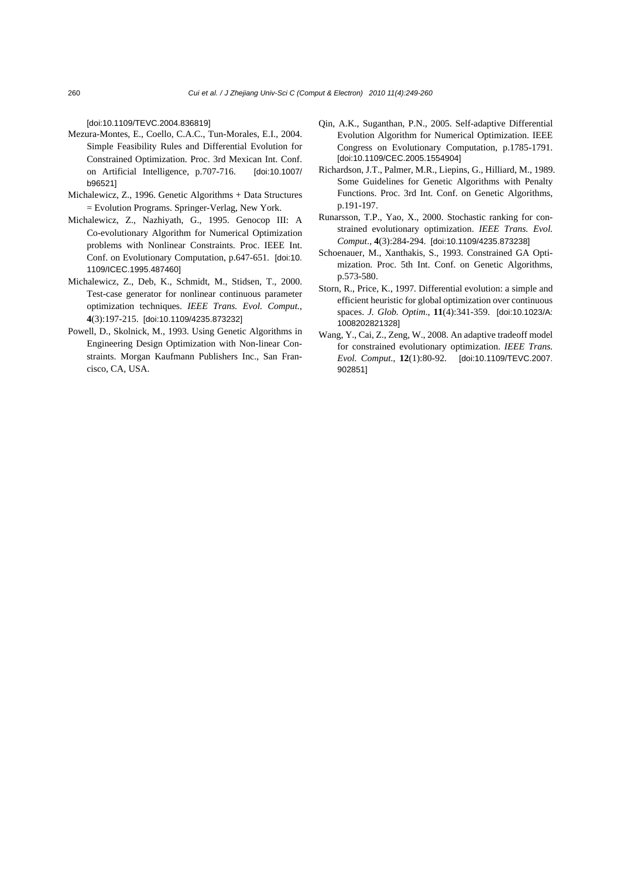[doi:10.1109/TEVC.2004.836819]

Mezura-Montes, E., Coello, C.A.C., Tun-Morales, E.I., 2004. Simple Feasibility Rules and Differential Evolution for Constrained Optimization. Proc. 3rd Mexican Int. Conf. on Artificial Intelligence, p.707-716. [doi:10.1007/b96521]

Michalewicz, Z., 1996. Genetic Algorithms + Data Structures = Evolution Programs. Springer-Verlag, New York.

Michalewicz, Z., Nazhiyath, G., 1995. Genocop III: A Co-evolutionary Algorithm for Numerical Optimization problems with Nonlinear Constraints. Proc. IEEE Int. Conf. on Evolutionary Computation, p.647-651. [doi:10.1109/ICEC.1995.487460]

Michalewicz, Z., Deb, K., Schmidt, M., Stidsen, T., 2000. Test-case generator for nonlinear continuous parameter optimization techniques. *IEEE Trans. Evol. Comput.*, **4**(3):197-215. [doi:10.1109/4235.873232]

Powell, D., Skolnick, M., 1993. Using Genetic Algorithms in Engineering Design Optimization with Non-linear Constraints. Morgan Kaufmann Publishers Inc., San Francisco, CA, USA.

Qin, A.K., Suganthan, P.N., 2005. Self-adaptive Differential Evolution Algorithm for Numerical Optimization. IEEE Congress on Evolutionary Computation, p.1785-1791. [doi:10.1109/CEC.2005.1554904]

Richardson, J.T., Palmer, M.R., Liepins, G., Hilliard, M., 1989. Some Guidelines for Genetic Algorithms with Penalty Functions. Proc. 3rd Int. Conf. on Genetic Algorithms, p.191-197.

Runarsson, T.P., Yao, X., 2000. Stochastic ranking for constrained evolutionary optimization. *IEEE Trans. Evol. Comput.*, **4**(3):284-294. [doi:10.1109/4235.873238]

Schoenauer, M., Xanthakis, S., 1993. Constrained GA Optimization. Proc. 5th Int. Conf. on Genetic Algorithms, p.573-580.

Storn, R., Price, K., 1997. Differential evolution: a simple and efficient heuristic for global optimization over continuous spaces. *J. Glob. Optim.*, **11**(4):341-359. [doi:10.1023/A:1008202821328]

Wang, Y., Cai, Z., Zeng, W., 2008. An adaptive tradeoff model for constrained evolutionary optimization. *IEEE Trans. Evol. Comput.*, **12**(1):80-92. [doi:10.1109/TEVC.2007.902851]